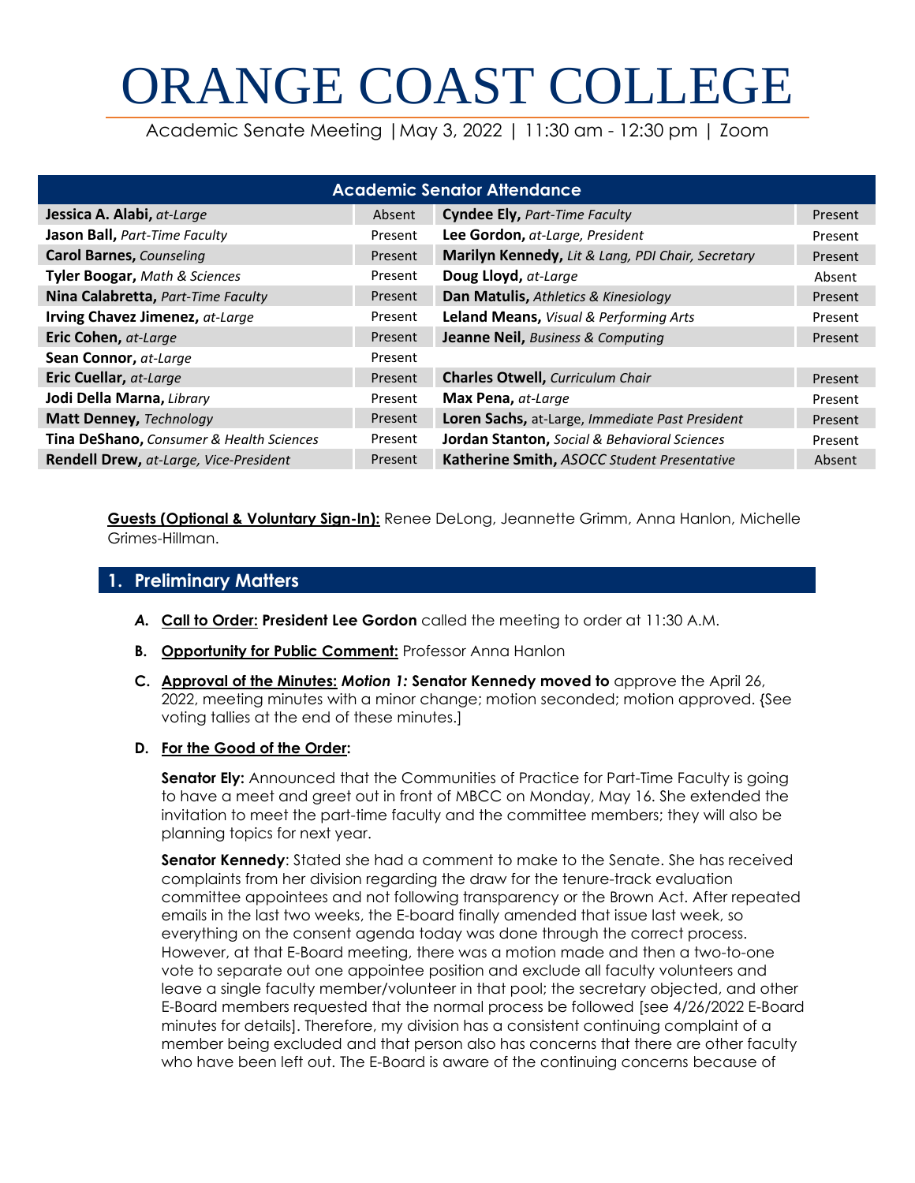# ORANGE COAST COLLEGE

Academic Senate Meeting | May 3, 2022 | 11:30 am - 12:30 pm | Zoom

| Academic Senator Attendance | | | |
|---|---|---|---|
| **Jessica A. Alabi,** *at-Large* | Absent | **Cyndee Ely,** *Part-Time Faculty* | Present |
| **Jason Ball,** *Part-Time Faculty* | Present | **Lee Gordon,** *at-Large, President* | Present |
| **Carol Barnes,** *Counseling* | Present | **Marilyn Kennedy,** *Lit & Lang, PDI Chair, Secretary* | Present |
| **Tyler Boogar,** *Math & Sciences* | Present | **Doug Lloyd,** *at-Large* | Absent |
| **Nina Calabretta,** *Part-Time Faculty* | Present | **Dan Matulis,** *Athletics & Kinesiology* | Present |
| **Irving Chavez Jimenez,** *at-Large* | Present | **Leland Means,** *Visual & Performing Arts* | Present |
| **Eric Cohen,** *at-Large* | Present | **Jeanne Neil,** *Business & Computing* | Present |
| **Sean Connor,** *at-Large* | Present | | |
| **Eric Cuellar,** *at-Large* | Present | **Charles Otwell,** *Curriculum Chair* | Present |
| **Jodi Della Marna,** *Library* | Present | **Max Pena,** *at-Large* | Present |
| **Matt Denney,** *Technology* | Present | **Loren Sachs,** at-Large, *Immediate Past President* | Present |
| **Tina DeShano,** *Consumer & Health Sciences* | Present | **Jordan Stanton,** *Social & Behavioral Sciences* | Present |
| **Rendell Drew,** *at-Large, Vice-President* | Present | **Katherine Smith,** *ASOCC Student Presentative* | Absent |

**Guests (Optional & Voluntary Sign-In):** Renee DeLong, Jeannette Grimm, Anna Hanlon, Michelle Grimes-Hillman.

## 1. Preliminary Matters

***A.*** **Call to Order: President Lee Gordon** called the meeting to order at 11:30 A.M.

**B.** **Opportunity for Public Comment:** Professor Anna Hanlon

**C.** **Approval of the Minutes:** ***Motion 1:*** **Senator Kennedy moved to** approve the April 26, 2022, meeting minutes with a minor change; motion seconded; motion approved. {See voting tallies at the end of these minutes.]

**D.** **For the Good of the Order:**

**Senator Ely:** Announced that the Communities of Practice for Part-Time Faculty is going to have a meet and greet out in front of MBCC on Monday, May 16. She extended the invitation to meet the part-time faculty and the committee members; they will also be planning topics for next year.

**Senator Kennedy**: Stated she had a comment to make to the Senate. She has received complaints from her division regarding the draw for the tenure-track evaluation committee appointees and not following transparency or the Brown Act. After repeated emails in the last two weeks, the E-board finally amended that issue last week, so everything on the consent agenda today was done through the correct process. However, at that E-Board meeting, there was a motion made and then a two-to-one vote to separate out one appointee position and exclude all faculty volunteers and leave a single faculty member/volunteer in that pool; the secretary objected, and other E-Board members requested that the normal process be followed [see 4/26/2022 E-Board minutes for details]. Therefore, my division has a consistent continuing complaint of a member being excluded and that person also has concerns that there are other faculty who have been left out. The E-Board is aware of the continuing concerns because of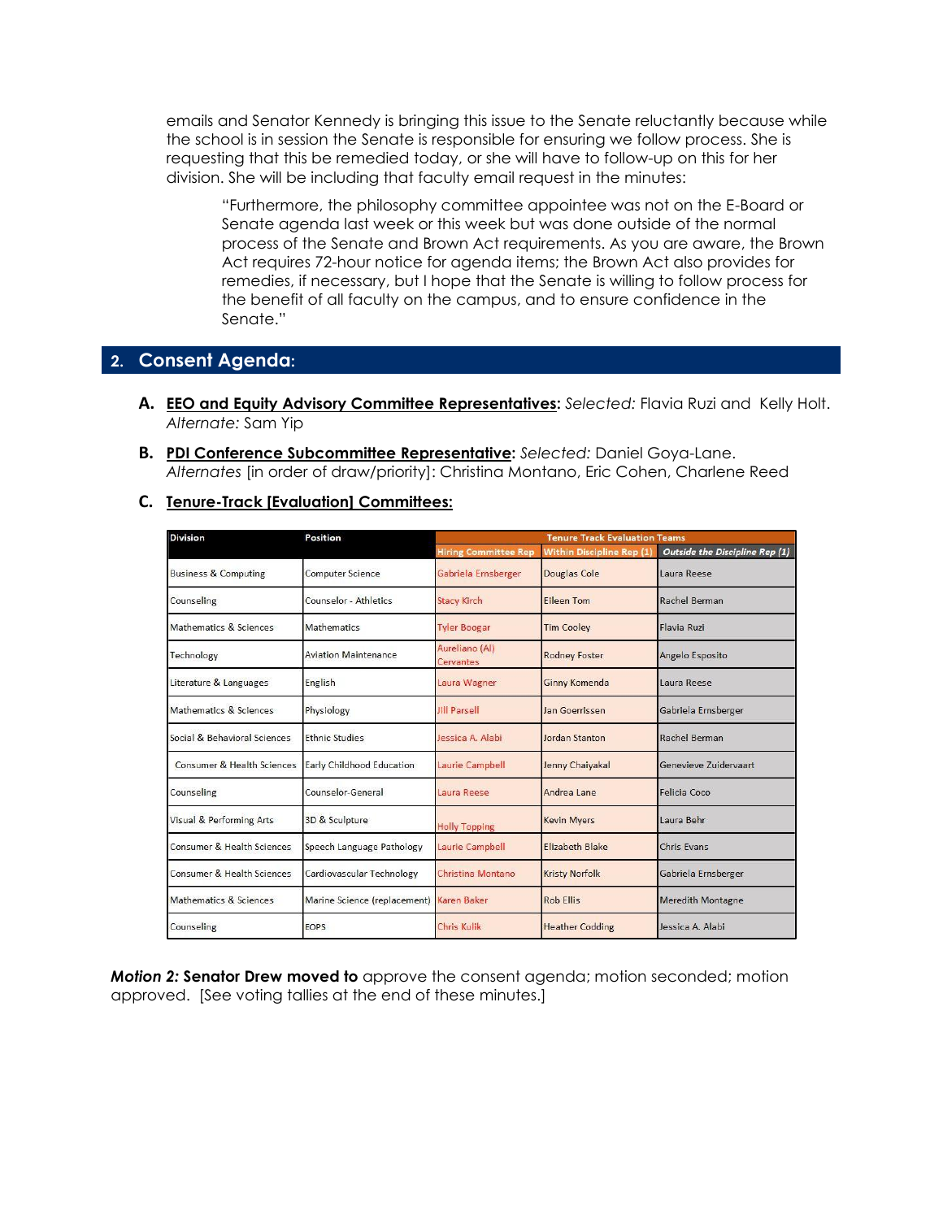emails and Senator Kennedy is bringing this issue to the Senate reluctantly because while the school is in session the Senate is responsible for ensuring we follow process. She is requesting that this be remedied today, or she will have to follow-up on this for her division. She will be including that faculty email request in the minutes:

> "Furthermore, the philosophy committee appointee was not on the E-Board or Senate agenda last week or this week but was done outside of the normal process of the Senate and Brown Act requirements. As you are aware, the Brown Act requires 72-hour notice for agenda items; the Brown Act also provides for remedies, if necessary, but I hope that the Senate is willing to follow process for the benefit of all faculty on the campus, and to ensure confidence in the Senate."

## 2. Consent Agenda:

**A. EEO and Equity Advisory Committee Representatives:** *Selected:* Flavia Ruzi and Kelly Holt. *Alternate:* Sam Yip

**B. PDI Conference Subcommittee Representative:** *Selected:* Daniel Goya-Lane. *Alternates* [in order of draw/priority]: Christina Montano, Eric Cohen, Charlene Reed

**C. Tenure-Track [Evaluation] Committees:**

| Division | Position | Tenure Track Evaluation Teams | | |
|---|---|---|---|---|
| | | Hiring Committee Rep | Within Discipline Rep (1) | *Outside the Discipline Rep (1)* |
| Business & Computing | Computer Science | Gabriela Ernsberger | Douglas Cole | Laura Reese |
| Counseling | Counselor - Athletics | Stacy Kirch | Eileen Tom | Rachel Berman |
| Mathematics & Sciences | Mathematics | Tyler Boogar | Tim Cooley | Flavia Ruzi |
| Technology | Aviation Maintenance | Aureliano (Al) Cervantes | Rodney Foster | Angelo Esposito |
| Literature & Languages | English | Laura Wagner | Ginny Komenda | Laura Reese |
| Mathematics & Sciences | Physiology | Jill Parsell | Jan Goerrissen | Gabriela Ernsberger |
| Social & Behavioral Sciences | Ethnic Studies | Jessica A. Alabi | Jordan Stanton | Rachel Berman |
| Consumer & Health Sciences | Early Childhood Education | Laurie Campbell | Jenny Chaiyakal | Genevieve Zuidervaart |
| Counseling | Counselor-General | Laura Reese | Andrea Lane | Felicia Coco |
| Visual & Performing Arts | 3D & Sculpture | Holly Topping | Kevin Myers | Laura Behr |
| Consumer & Health Sciences | Speech Language Pathology | Laurie Campbell | Elizabeth Blake | Chris Evans |
| Consumer & Health Sciences | Cardiovascular Technology | Christina Montano | Kristy Norfolk | Gabriela Ernsberger |
| Mathematics & Sciences | Marine Science (replacement) | Karen Baker | Rob Ellis | Meredith Montagne |
| Counseling | EOPS | Chris Kulik | Heather Codding | Jessica A. Alabi |

***Motion 2:* Senator Drew moved to** approve the consent agenda; motion seconded; motion approved. [See voting tallies at the end of these minutes.]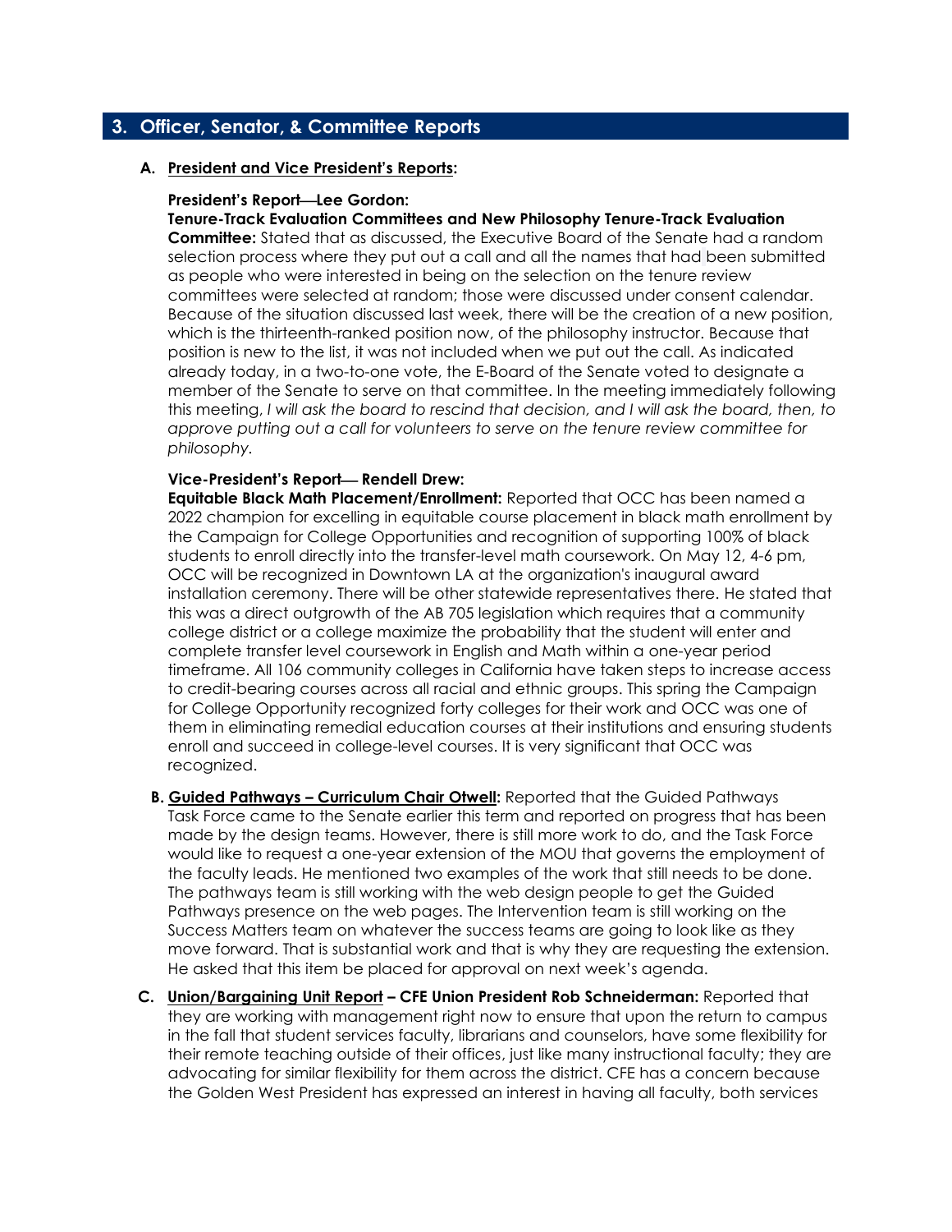## 3. Officer, Senator, & Committee Reports

### A. <u>President and Vice President's Reports</u>:

**President's Report—Lee Gordon:**

**Tenure-Track Evaluation Committees and New Philosophy Tenure-Track Evaluation Committee:** Stated that as discussed, the Executive Board of the Senate had a random selection process where they put out a call and all the names that had been submitted as people who were interested in being on the selection on the tenure review committees were selected at random; those were discussed under consent calendar. Because of the situation discussed last week, there will be the creation of a new position, which is the thirteenth-ranked position now, of the philosophy instructor. Because that position is new to the list, it was not included when we put out the call. As indicated already today, in a two-to-one vote, the E-Board of the Senate voted to designate a member of the Senate to serve on that committee. In the meeting immediately following this meeting, *I will ask the board to rescind that decision, and I will ask the board, then, to approve putting out a call for volunteers to serve on the tenure review committee for philosophy.*

**Vice-President's Report— Rendell Drew:**

**Equitable Black Math Placement/Enrollment:** Reported that OCC has been named a 2022 champion for excelling in equitable course placement in black math enrollment by the Campaign for College Opportunities and recognition of supporting 100% of black students to enroll directly into the transfer-level math coursework. On May 12, 4-6 pm, OCC will be recognized in Downtown LA at the organization's inaugural award installation ceremony. There will be other statewide representatives there. He stated that this was a direct outgrowth of the AB 705 legislation which requires that a community college district or a college maximize the probability that the student will enter and complete transfer level coursework in English and Math within a one-year period timeframe. All 106 community colleges in California have taken steps to increase access to credit-bearing courses across all racial and ethnic groups. This spring the Campaign for College Opportunity recognized forty colleges for their work and OCC was one of them in eliminating remedial education courses at their institutions and ensuring students enroll and succeed in college-level courses. It is very significant that OCC was recognized.

**B. <u>Guided Pathways – Curriculum Chair Otwell</u>:** Reported that the Guided Pathways Task Force came to the Senate earlier this term and reported on progress that has been made by the design teams. However, there is still more work to do, and the Task Force would like to request a one-year extension of the MOU that governs the employment of the faculty leads. He mentioned two examples of the work that still needs to be done. The pathways team is still working with the web design people to get the Guided Pathways presence on the web pages. The Intervention team is still working on the Success Matters team on whatever the success teams are going to look like as they move forward. That is substantial work and that is why they are requesting the extension. He asked that this item be placed for approval on next week's agenda.

**C. <u>Union/Bargaining Unit Report</u> – CFE Union President Rob Schneiderman:** Reported that they are working with management right now to ensure that upon the return to campus in the fall that student services faculty, librarians and counselors, have some flexibility for their remote teaching outside of their offices, just like many instructional faculty; they are advocating for similar flexibility for them across the district. CFE has a concern because the Golden West President has expressed an interest in having all faculty, both services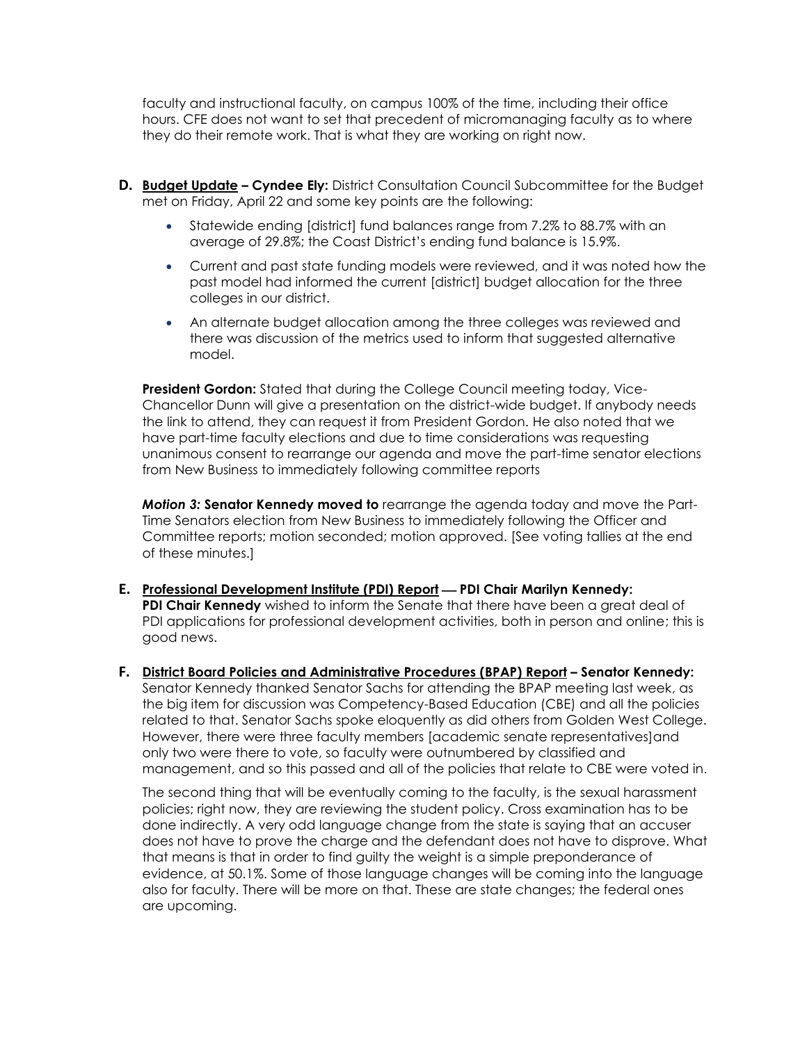faculty and instructional faculty, on campus 100% of the time, including their office hours. CFE does not want to set that precedent of micromanaging faculty as to where they do their remote work. That is what they are working on right now.

**D. Budget Update – Cyndee Ely:** District Consultation Council Subcommittee for the Budget met on Friday, April 22 and some key points are the following:

- Statewide ending [district] fund balances range from 7.2% to 88.7% with an average of 29.8%; the Coast District's ending fund balance is 15.9%.
- Current and past state funding models were reviewed, and it was noted how the past model had informed the current [district] budget allocation for the three colleges in our district.
- An alternate budget allocation among the three colleges was reviewed and there was discussion of the metrics used to inform that suggested alternative model.

**President Gordon:** Stated that during the College Council meeting today, Vice-Chancellor Dunn will give a presentation on the district-wide budget. If anybody needs the link to attend, they can request it from President Gordon. He also noted that we have part-time faculty elections and due to time considerations was requesting unanimous consent to rearrange our agenda and move the part-time senator elections from New Business to immediately following committee reports

***Motion 3:*** **Senator Kennedy moved to** rearrange the agenda today and move the Part-Time Senators election from New Business to immediately following the Officer and Committee reports; motion seconded; motion approved. [See voting tallies at the end of these minutes.]

**E. Professional Development Institute (PDI) Report — PDI Chair Marilyn Kennedy:** **PDI Chair Kennedy** wished to inform the Senate that there have been a great deal of PDI applications for professional development activities, both in person and online; this is good news.

**F. District Board Policies and Administrative Procedures (BPAP) Report – Senator Kennedy:** Senator Kennedy thanked Senator Sachs for attending the BPAP meeting last week, as the big item for discussion was Competency-Based Education (CBE) and all the policies related to that. Senator Sachs spoke eloquently as did others from Golden West College. However, there were three faculty members [academic senate representatives]and only two were there to vote, so faculty were outnumbered by classified and management, and so this passed and all of the policies that relate to CBE were voted in.

The second thing that will be eventually coming to the faculty, is the sexual harassment policies; right now, they are reviewing the student policy. Cross examination has to be done indirectly. A very odd language change from the state is saying that an accuser does not have to prove the charge and the defendant does not have to disprove. What that means is that in order to find guilty the weight is a simple preponderance of evidence, at 50.1%. Some of those language changes will be coming into the language also for faculty. There will be more on that. These are state changes; the federal ones are upcoming.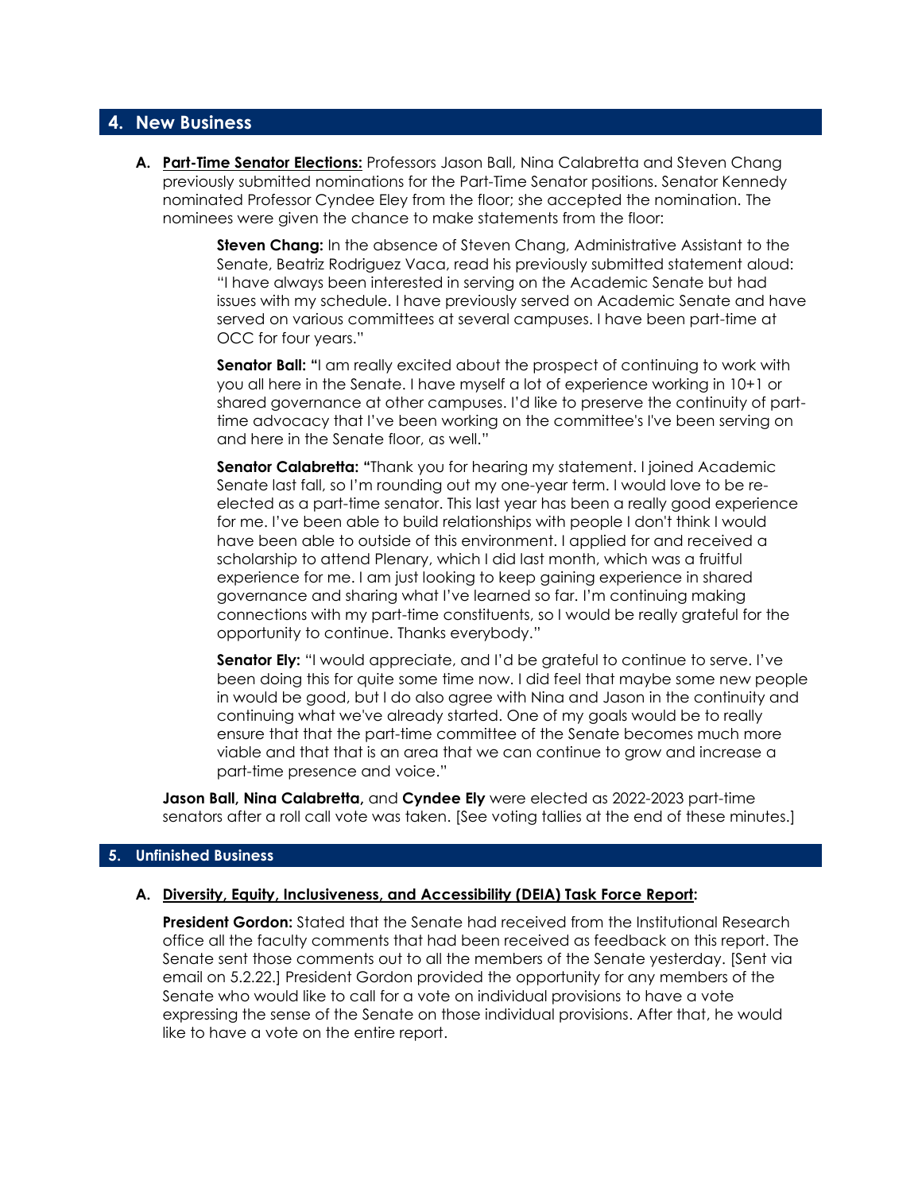## 4. New Business

**A. Part-Time Senator Elections:** Professors Jason Ball, Nina Calabretta and Steven Chang previously submitted nominations for the Part-Time Senator positions. Senator Kennedy nominated Professor Cyndee Eley from the floor; she accepted the nomination. The nominees were given the chance to make statements from the floor:

> **Steven Chang:** In the absence of Steven Chang, Administrative Assistant to the Senate, Beatriz Rodriguez Vaca, read his previously submitted statement aloud: "I have always been interested in serving on the Academic Senate but had issues with my schedule. I have previously served on Academic Senate and have served on various committees at several campuses. I have been part-time at OCC for four years."
>
> **Senator Ball: "**I am really excited about the prospect of continuing to work with you all here in the Senate. I have myself a lot of experience working in 10+1 or shared governance at other campuses. I'd like to preserve the continuity of part-time advocacy that I've been working on the committee's I've been serving on and here in the Senate floor, as well."
>
> **Senator Calabretta: "**Thank you for hearing my statement. I joined Academic Senate last fall, so I'm rounding out my one-year term. I would love to be re-elected as a part-time senator. This last year has been a really good experience for me. I've been able to build relationships with people I don't think I would have been able to outside of this environment. I applied for and received a scholarship to attend Plenary, which I did last month, which was a fruitful experience for me. I am just looking to keep gaining experience in shared governance and sharing what I've learned so far. I'm continuing making connections with my part-time constituents, so I would be really grateful for the opportunity to continue. Thanks everybody."
>
> **Senator Ely:** "I would appreciate, and I'd be grateful to continue to serve. I've been doing this for quite some time now. I did feel that maybe some new people in would be good, but I do also agree with Nina and Jason in the continuity and continuing what we've already started. One of my goals would be to really ensure that that the part-time committee of the Senate becomes much more viable and that that is an area that we can continue to grow and increase a part-time presence and voice."

**Jason Ball, Nina Calabretta,** and **Cyndee Ely** were elected as 2022-2023 part-time senators after a roll call vote was taken. [See voting tallies at the end of these minutes.]

## 5. Unfinished Business

**A. Diversity, Equity, Inclusiveness, and Accessibility (DEIA) Task Force Report:**

**President Gordon:** Stated that the Senate had received from the Institutional Research office all the faculty comments that had been received as feedback on this report. The Senate sent those comments out to all the members of the Senate yesterday. [Sent via email on 5.2.22.] President Gordon provided the opportunity for any members of the Senate who would like to call for a vote on individual provisions to have a vote expressing the sense of the Senate on those individual provisions. After that, he would like to have a vote on the entire report.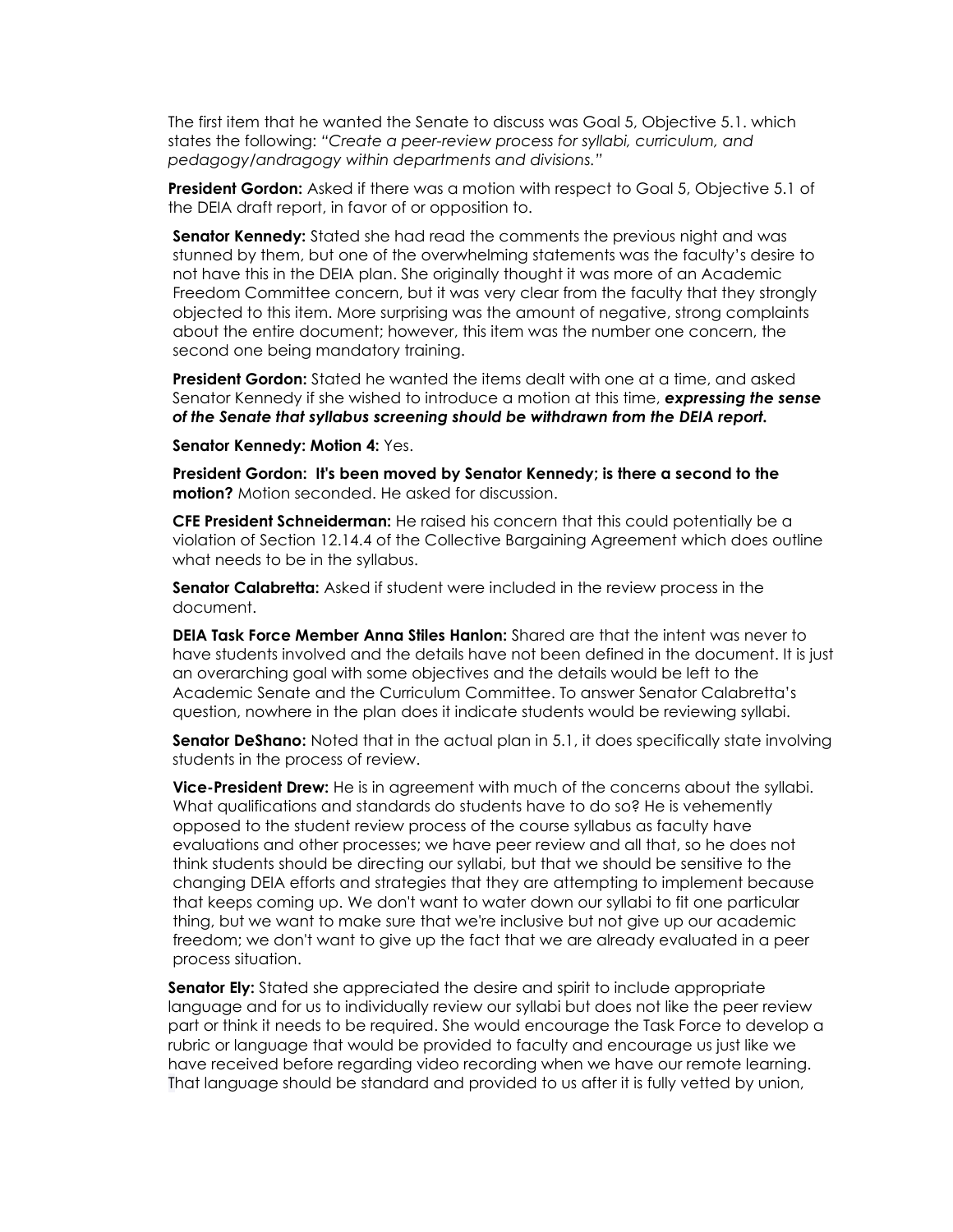The first item that he wanted the Senate to discuss was Goal 5, Objective 5.1. which states the following: *"Create a peer-review process for syllabi, curriculum, and pedagogy/andragogy within departments and divisions."*

**President Gordon:** Asked if there was a motion with respect to Goal 5, Objective 5.1 of the DEIA draft report, in favor of or opposition to.

**Senator Kennedy:** Stated she had read the comments the previous night and was stunned by them, but one of the overwhelming statements was the faculty's desire to not have this in the DEIA plan. She originally thought it was more of an Academic Freedom Committee concern, but it was very clear from the faculty that they strongly objected to this item. More surprising was the amount of negative, strong complaints about the entire document; however, this item was the number one concern, the second one being mandatory training.

**President Gordon:** Stated he wanted the items dealt with one at a time, and asked Senator Kennedy if she wished to introduce a motion at this time, ***expressing the sense of the Senate that syllabus screening should be withdrawn from the DEIA report.***

**Senator Kennedy: Motion 4:** Yes.

**President Gordon: It's been moved by Senator Kennedy; is there a second to the motion?** Motion seconded. He asked for discussion.

**CFE President Schneiderman:** He raised his concern that this could potentially be a violation of Section 12.14.4 of the Collective Bargaining Agreement which does outline what needs to be in the syllabus.

**Senator Calabretta:** Asked if student were included in the review process in the document.

**DEIA Task Force Member Anna Stiles Hanlon:** Shared are that the intent was never to have students involved and the details have not been defined in the document. It is just an overarching goal with some objectives and the details would be left to the Academic Senate and the Curriculum Committee. To answer Senator Calabretta's question, nowhere in the plan does it indicate students would be reviewing syllabi.

**Senator DeShano:** Noted that in the actual plan in 5.1, it does specifically state involving students in the process of review.

**Vice-President Drew:** He is in agreement with much of the concerns about the syllabi. What qualifications and standards do students have to do so? He is vehemently opposed to the student review process of the course syllabus as faculty have evaluations and other processes; we have peer review and all that, so he does not think students should be directing our syllabi, but that we should be sensitive to the changing DEIA efforts and strategies that they are attempting to implement because that keeps coming up. We don't want to water down our syllabi to fit one particular thing, but we want to make sure that we're inclusive but not give up our academic freedom; we don't want to give up the fact that we are already evaluated in a peer process situation.

**Senator Ely:** Stated she appreciated the desire and spirit to include appropriate language and for us to individually review our syllabi but does not like the peer review part or think it needs to be required. She would encourage the Task Force to develop a rubric or language that would be provided to faculty and encourage us just like we have received before regarding video recording when we have our remote learning. That language should be standard and provided to us after it is fully vetted by union,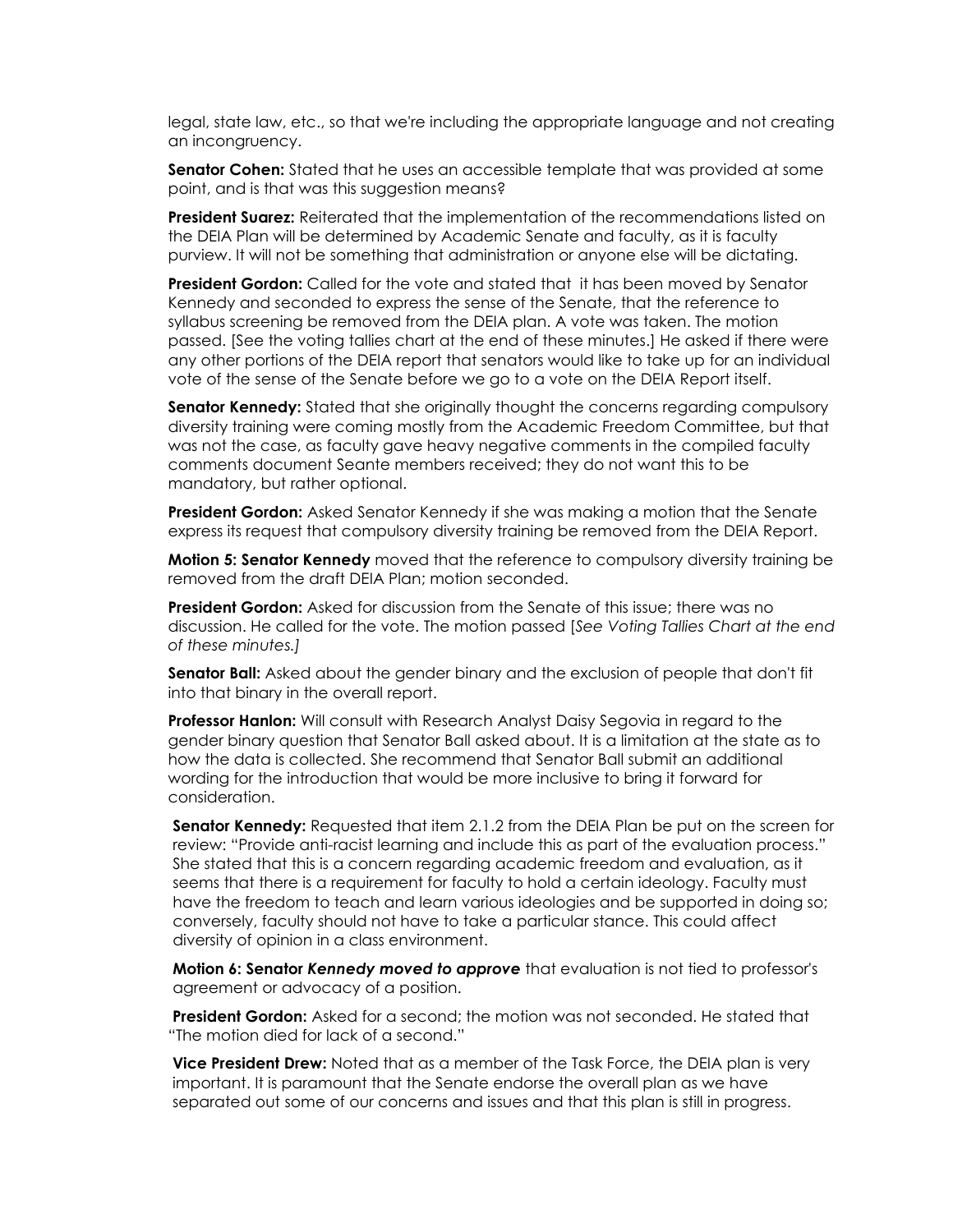legal, state law, etc., so that we're including the appropriate language and not creating an incongruency.

**Senator Cohen:** Stated that he uses an accessible template that was provided at some point, and is that was this suggestion means?

**President Suarez:** Reiterated that the implementation of the recommendations listed on the DEIA Plan will be determined by Academic Senate and faculty, as it is faculty purview. It will not be something that administration or anyone else will be dictating.

**President Gordon:** Called for the vote and stated that it has been moved by Senator Kennedy and seconded to express the sense of the Senate, that the reference to syllabus screening be removed from the DEIA plan. A vote was taken. The motion passed. [See the voting tallies chart at the end of these minutes.] He asked if there were any other portions of the DEIA report that senators would like to take up for an individual vote of the sense of the Senate before we go to a vote on the DEIA Report itself.

**Senator Kennedy:** Stated that she originally thought the concerns regarding compulsory diversity training were coming mostly from the Academic Freedom Committee, but that was not the case, as faculty gave heavy negative comments in the compiled faculty comments document Seante members received; they do not want this to be mandatory, but rather optional.

**President Gordon:** Asked Senator Kennedy if she was making a motion that the Senate express its request that compulsory diversity training be removed from the DEIA Report.

**Motion 5: Senator Kennedy** moved that the reference to compulsory diversity training be removed from the draft DEIA Plan; motion seconded.

**President Gordon:** Asked for discussion from the Senate of this issue; there was no discussion. He called for the vote. The motion passed [*See Voting Tallies Chart at the end of these minutes.]*

**Senator Ball:** Asked about the gender binary and the exclusion of people that don't fit into that binary in the overall report.

**Professor Hanlon:** Will consult with Research Analyst Daisy Segovia in regard to the gender binary question that Senator Ball asked about. It is a limitation at the state as to how the data is collected. She recommend that Senator Ball submit an additional wording for the introduction that would be more inclusive to bring it forward for consideration.

**Senator Kennedy:** Requested that item 2.1.2 from the DEIA Plan be put on the screen for review: "Provide anti-racist learning and include this as part of the evaluation process." She stated that this is a concern regarding academic freedom and evaluation, as it seems that there is a requirement for faculty to hold a certain ideology. Faculty must have the freedom to teach and learn various ideologies and be supported in doing so; conversely, faculty should not have to take a particular stance. This could affect diversity of opinion in a class environment.

**Motion 6: Senator *Kennedy moved to approve*** that evaluation is not tied to professor's agreement or advocacy of a position.

**President Gordon:** Asked for a second; the motion was not seconded. He stated that "The motion died for lack of a second."

**Vice President Drew:** Noted that as a member of the Task Force, the DEIA plan is very important. It is paramount that the Senate endorse the overall plan as we have separated out some of our concerns and issues and that this plan is still in progress.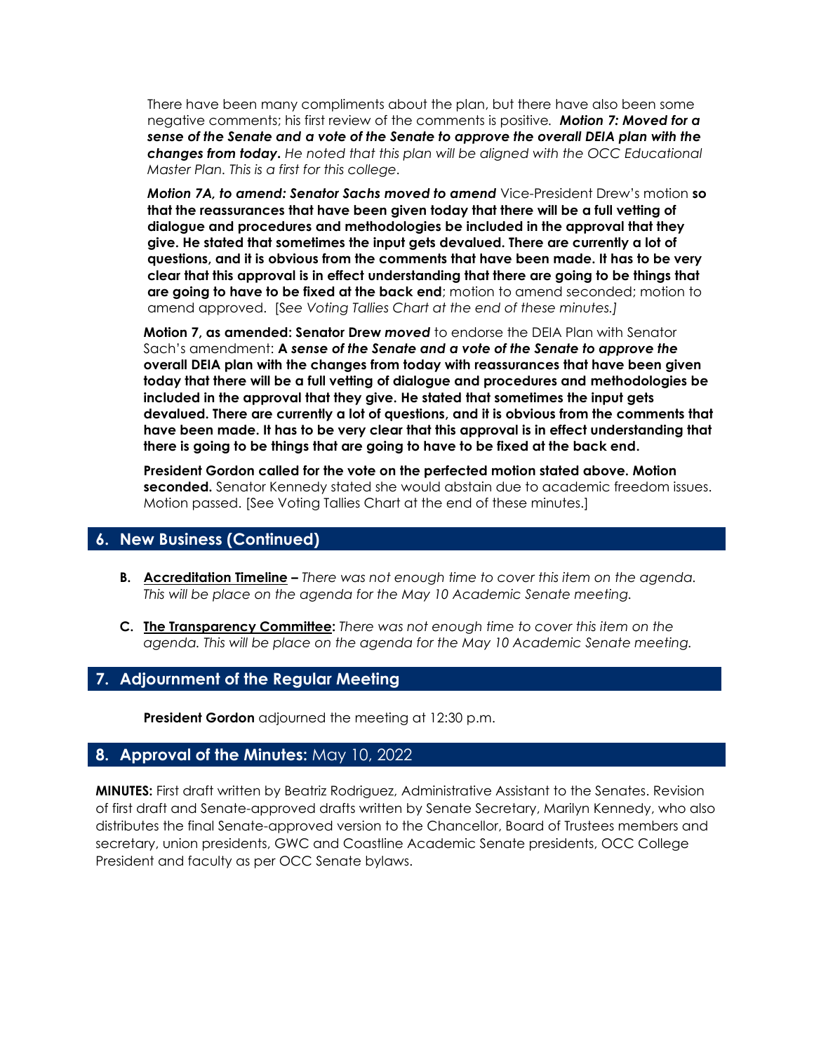There have been many compliments about the plan, but there have also been some negative comments; his first review of the comments is positive. ***Motion 7: Moved for a sense of the Senate and a vote of the Senate to approve the overall DEIA plan with the changes from today.*** *He noted that this plan will be aligned with the OCC Educational Master Plan. This is a first for this college.*

***Motion 7A, to amend: Senator Sachs moved to amend*** Vice-President Drew's motion **so that the reassurances that have been given today that there will be a full vetting of dialogue and procedures and methodologies be included in the approval that they give. He stated that sometimes the input gets devalued. There are currently a lot of questions, and it is obvious from the comments that have been made. It has to be very clear that this approval is in effect understanding that there are going to be things that are going to have to be fixed at the back end**; motion to amend seconded; motion to amend approved. [*See Voting Tallies Chart at the end of these minutes.]*

**Motion 7, as amended: Senator Drew *moved*** to endorse the DEIA Plan with Senator Sach's amendment: **A *sense of the Senate and a vote of the Senate to approve the* overall DEIA plan with the changes from today with reassurances that have been given today that there will be a full vetting of dialogue and procedures and methodologies be included in the approval that they give. He stated that sometimes the input gets devalued. There are currently a lot of questions, and it is obvious from the comments that have been made. It has to be very clear that this approval is in effect understanding that there is going to be things that are going to have to be fixed at the back end.**

**President Gordon called for the vote on the perfected motion stated above. Motion seconded.** Senator Kennedy stated she would abstain due to academic freedom issues. Motion passed. [See Voting Tallies Chart at the end of these minutes.]

## 6. New Business (Continued)

- **B. Accreditation Timeline –** *There was not enough time to cover this item on the agenda. This will be place on the agenda for the May 10 Academic Senate meeting.*
- **C. The Transparency Committee:** *There was not enough time to cover this item on the agenda. This will be place on the agenda for the May 10 Academic Senate meeting.*

## 7. Adjournment of the Regular Meeting

**President Gordon** adjourned the meeting at 12:30 p.m.

## 8. Approval of the Minutes: May 10, 2022

**MINUTES:** First draft written by Beatriz Rodriguez, Administrative Assistant to the Senates. Revision of first draft and Senate-approved drafts written by Senate Secretary, Marilyn Kennedy, who also distributes the final Senate-approved version to the Chancellor, Board of Trustees members and secretary, union presidents, GWC and Coastline Academic Senate presidents, OCC College President and faculty as per OCC Senate bylaws.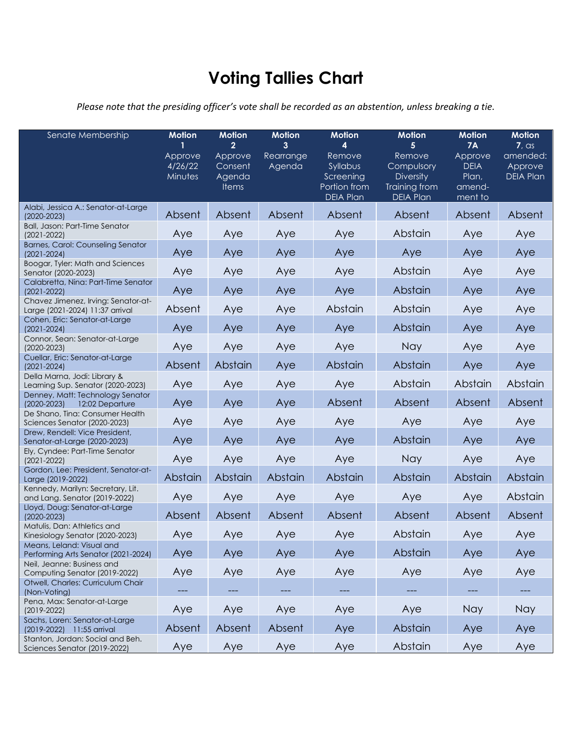# Voting Tallies Chart

*Please note that the presiding officer's vote shall be recorded as an abstention, unless breaking a tie.*

| Senate Membership | **Motion 1** Approve 4/26/22 Minutes | **Motion 2** Approve Consent Agenda Items | **Motion 3** Rearrange Agenda | **Motion 4** Remove Syllabus Screening Portion from DEIA Plan | **Motion 5** Remove Compulsory Diversity Training from DEIA Plan | **Motion 7A** Approve DEIA Plan, amend-ment to | **Motion 7**, as amended: Approve DEIA Plan |
|---|---|---|---|---|---|---|---|
| Alabi, Jessica A.: Senator-at-Large (2020-2023) | Absent | Absent | Absent | Absent | Absent | Absent | Absent |
| Ball, Jason: Part-Time Senator (2021-2022) | Aye | Aye | Aye | Aye | Abstain | Aye | Aye |
| Barnes, Carol: Counseling Senator (2021-2024) | Aye | Aye | Aye | Aye | Aye | Aye | Aye |
| Boogar, Tyler: Math and Sciences Senator (2020-2023) | Aye | Aye | Aye | Aye | Abstain | Aye | Aye |
| Calabretta, Nina: Part-Time Senator (2021-2022) | Aye | Aye | Aye | Aye | Abstain | Aye | Aye |
| Chavez Jimenez, Irving: Senator-at-Large (2021-2024) 11:37 arrival | Absent | Aye | Aye | Abstain | Abstain | Aye | Aye |
| Cohen, Eric: Senator-at-Large (2021-2024) | Aye | Aye | Aye | Aye | Abstain | Aye | Aye |
| Connor, Sean: Senator-at-Large (2020-2023) | Aye | Aye | Aye | Aye | Nay | Aye | Aye |
| Cuellar, Eric: Senator-at-Large (2021-2024) | Absent | Abstain | Aye | Abstain | Abstain | Aye | Aye |
| Della Marna, Jodi: Library & Learning Sup. Senator (2020-2023) | Aye | Aye | Aye | Aye | Abstain | Abstain | Abstain |
| Denney, Matt: Technology Senator (2020-2023) 12:02 Departure | Aye | Aye | Aye | Absent | Absent | Absent | Absent |
| De Shano, Tina: Consumer Health Sciences Senator (2020-2023) | Aye | Aye | Aye | Aye | Aye | Aye | Aye |
| Drew, Rendell: Vice President, Senator-at-Large (2020-2023) | Aye | Aye | Aye | Aye | Abstain | Aye | Aye |
| Ely, Cyndee: Part-Time Senator (2021-2022) | Aye | Aye | Aye | Aye | Nay | Aye | Aye |
| Gordon, Lee: President, Senator-at-Large (2019-2022) | Abstain | Abstain | Abstain | Abstain | Abstain | Abstain | Abstain |
| Kennedy, Marilyn: Secretary, Lit. and Lang. Senator (2019-2022) | Aye | Aye | Aye | Aye | Aye | Aye | Abstain |
| Lloyd, Doug: Senator-at-Large (2020-2023) | Absent | Absent | Absent | Absent | Absent | Absent | Absent |
| Matulis, Dan: Athletics and Kinesiology Senator (2020-2023) | Aye | Aye | Aye | Aye | Abstain | Aye | Aye |
| Means, Leland: Visual and Performing Arts Senator (2021-2024) | Aye | Aye | Aye | Aye | Abstain | Aye | Aye |
| Neil, Jeanne: Business and Computing Senator (2019-2022) | Aye | Aye | Aye | Aye | Aye | Aye | Aye |
| Otwell, Charles: Curriculum Chair (Non-Voting) | --- | --- | --- | --- | --- | --- | --- |
| Pena, Max: Senator-at-Large (2019-2022) | Aye | Aye | Aye | Aye | Aye | Nay | Nay |
| Sachs, Loren: Senator-at-Large (2019-2022) 11:55 arrival | Absent | Absent | Absent | Aye | Abstain | Aye | Aye |
| Stanton, Jordan: Social and Beh. Sciences Senator (2019-2022) | Aye | Aye | Aye | Aye | Abstain | Aye | Aye |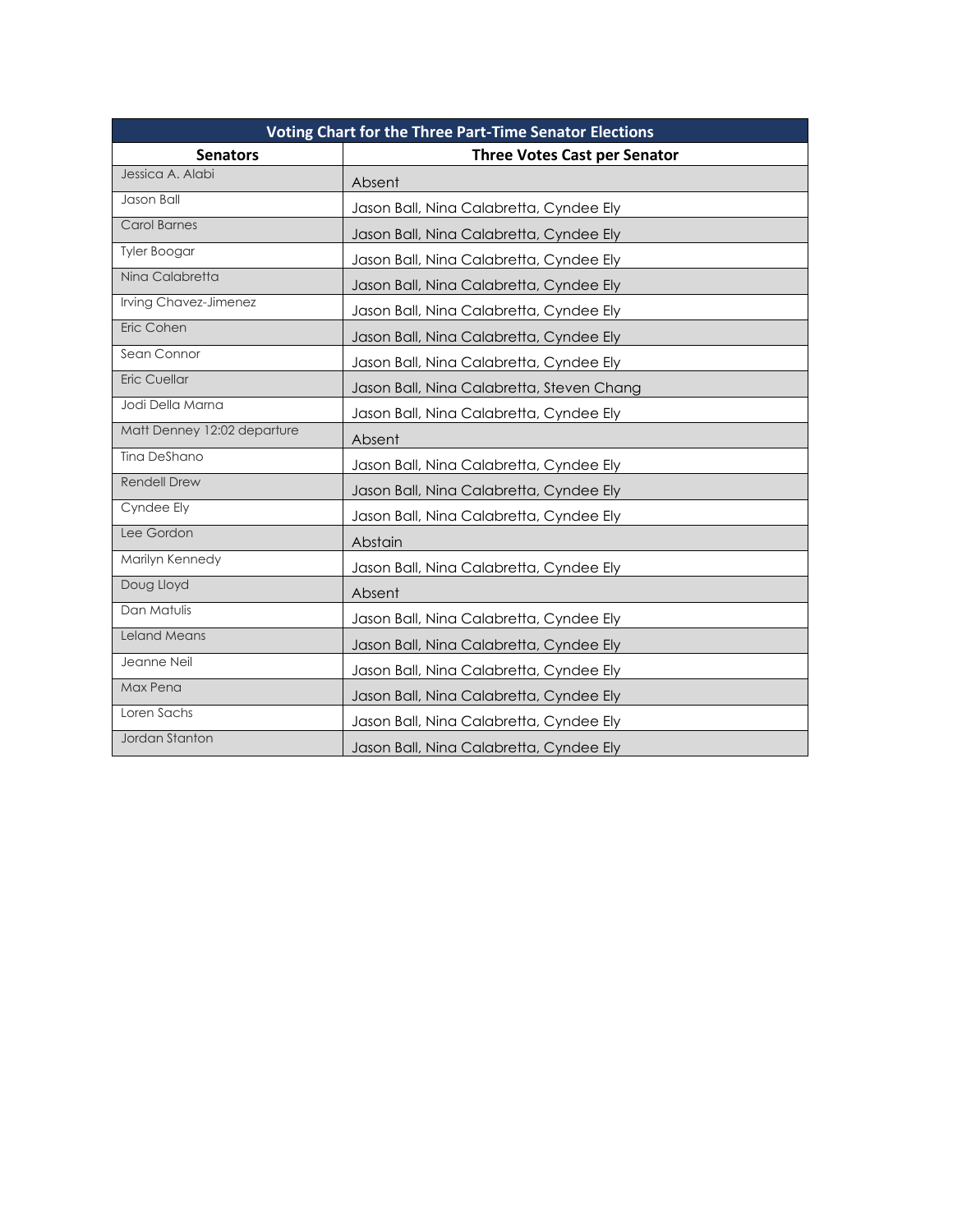| Voting Chart for the Three Part-Time Senator Elections | |
|---|---|
| **Senators** | **Three Votes Cast per Senator** |
| Jessica A. Alabi | Absent |
| Jason Ball | Jason Ball, Nina Calabretta, Cyndee Ely |
| Carol Barnes | Jason Ball, Nina Calabretta, Cyndee Ely |
| Tyler Boogar | Jason Ball, Nina Calabretta, Cyndee Ely |
| Nina Calabretta | Jason Ball, Nina Calabretta, Cyndee Ely |
| Irving Chavez-Jimenez | Jason Ball, Nina Calabretta, Cyndee Ely |
| Eric Cohen | Jason Ball, Nina Calabretta, Cyndee Ely |
| Sean Connor | Jason Ball, Nina Calabretta, Cyndee Ely |
| Eric Cuellar | Jason Ball, Nina Calabretta, Steven Chang |
| Jodi Della Marna | Jason Ball, Nina Calabretta, Cyndee Ely |
| Matt Denney 12:02 departure | Absent |
| Tina DeShano | Jason Ball, Nina Calabretta, Cyndee Ely |
| Rendell Drew | Jason Ball, Nina Calabretta, Cyndee Ely |
| Cyndee Ely | Jason Ball, Nina Calabretta, Cyndee Ely |
| Lee Gordon | Abstain |
| Marilyn Kennedy | Jason Ball, Nina Calabretta, Cyndee Ely |
| Doug Lloyd | Absent |
| Dan Matulis | Jason Ball, Nina Calabretta, Cyndee Ely |
| Leland Means | Jason Ball, Nina Calabretta, Cyndee Ely |
| Jeanne Neil | Jason Ball, Nina Calabretta, Cyndee Ely |
| Max Pena | Jason Ball, Nina Calabretta, Cyndee Ely |
| Loren Sachs | Jason Ball, Nina Calabretta, Cyndee Ely |
| Jordan Stanton | Jason Ball, Nina Calabretta, Cyndee Ely |